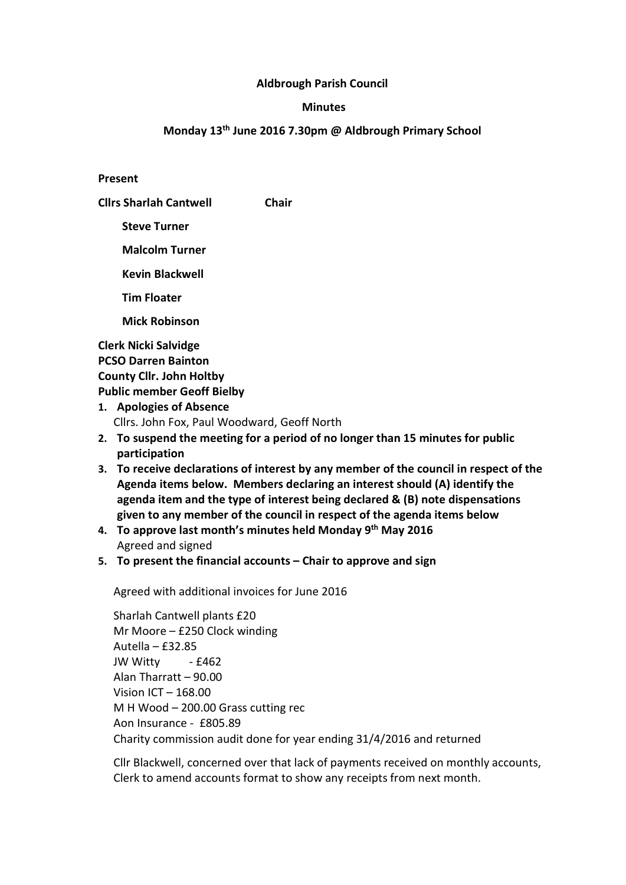**Aldbrough Parish Council**

**Minutes**

**Monday 13th June 2016 7.30pm @ Aldbrough Primary School**

**Present**

**Cllrs Sharlah Cantwell** **Chair**

**Steve Turner**

**Malcolm Turner**

**Kevin Blackwell**

**Tim Floater**

**Mick Robinson**

**Clerk Nicki Salvidge**
**PCSO Darren Bainton**
**County Cllr. John Holtby**
**Public member Geoff Bielby**

1. **Apologies of Absence**
   Cllrs. John Fox, Paul Woodward, Geoff North
2. **To suspend the meeting for a period of no longer than 15 minutes for public participation**
3. **To receive declarations of interest by any member of the council in respect of the Agenda items below. Members declaring an interest should (A) identify the agenda item and the type of interest being declared & (B) note dispensations given to any member of the council in respect of the agenda items below**
4. **To approve last month's minutes held Monday 9th May 2016**
   Agreed and signed
5. **To present the financial accounts – Chair to approve and sign**

   Agreed with additional invoices for June 2016

   Sharlah Cantwell plants £20
   Mr Moore – £250 Clock winding
   Autella – £32.85
   JW Witty - £462
   Alan Tharratt – 90.00
   Vision ICT – 168.00
   M H Wood – 200.00 Grass cutting rec
   Aon Insurance - £805.89
   Charity commission audit done for year ending 31/4/2016 and returned

   Cllr Blackwell, concerned over that lack of payments received on monthly accounts, Clerk to amend accounts format to show any receipts from next month.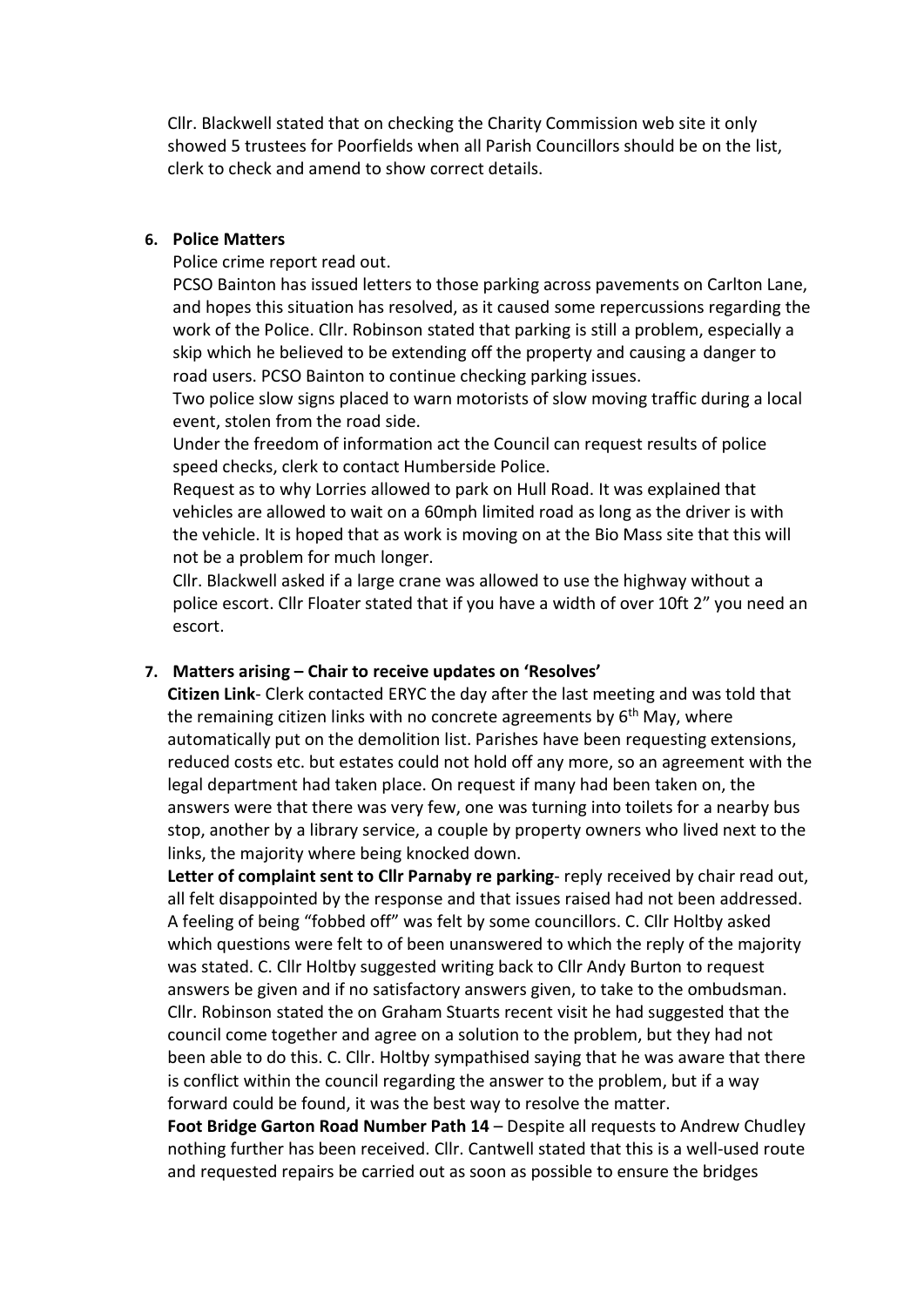Cllr. Blackwell stated that on checking the Charity Commission web site it only showed 5 trustees for Poorfields when all Parish Councillors should be on the list, clerk to check and amend to show correct details.

6. **Police Matters**

Police crime report read out.

PCSO Bainton has issued letters to those parking across pavements on Carlton Lane, and hopes this situation has resolved, as it caused some repercussions regarding the work of the Police. Cllr. Robinson stated that parking is still a problem, especially a skip which he believed to be extending off the property and causing a danger to road users. PCSO Bainton to continue checking parking issues.

Two police slow signs placed to warn motorists of slow moving traffic during a local event, stolen from the road side.

Under the freedom of information act the Council can request results of police speed checks, clerk to contact Humberside Police.

Request as to why Lorries allowed to park on Hull Road. It was explained that vehicles are allowed to wait on a 60mph limited road as long as the driver is with the vehicle. It is hoped that as work is moving on at the Bio Mass site that this will not be a problem for much longer.

Cllr. Blackwell asked if a large crane was allowed to use the highway without a police escort. Cllr Floater stated that if you have a width of over 10ft 2" you need an escort.

7. **Matters arising – Chair to receive updates on 'Resolves'**

**Citizen Link**- Clerk contacted ERYC the day after the last meeting and was told that the remaining citizen links with no concrete agreements by 6th May, where automatically put on the demolition list. Parishes have been requesting extensions, reduced costs etc. but estates could not hold off any more, so an agreement with the legal department had taken place. On request if many had been taken on, the answers were that there was very few, one was turning into toilets for a nearby bus stop, another by a library service, a couple by property owners who lived next to the links, the majority where being knocked down.

**Letter of complaint sent to Cllr Parnaby re parking**- reply received by chair read out, all felt disappointed by the response and that issues raised had not been addressed. A feeling of being "fobbed off" was felt by some councillors. C. Cllr Holtby asked which questions were felt to of been unanswered to which the reply of the majority was stated. C. Cllr Holtby suggested writing back to Cllr Andy Burton to request answers be given and if no satisfactory answers given, to take to the ombudsman. Cllr. Robinson stated the on Graham Stuarts recent visit he had suggested that the council come together and agree on a solution to the problem, but they had not been able to do this. C. Cllr. Holtby sympathised saying that he was aware that there is conflict within the council regarding the answer to the problem, but if a way forward could be found, it was the best way to resolve the matter.

**Foot Bridge Garton Road Number Path 14** – Despite all requests to Andrew Chudley nothing further has been received. Cllr. Cantwell stated that this is a well-used route and requested repairs be carried out as soon as possible to ensure the bridges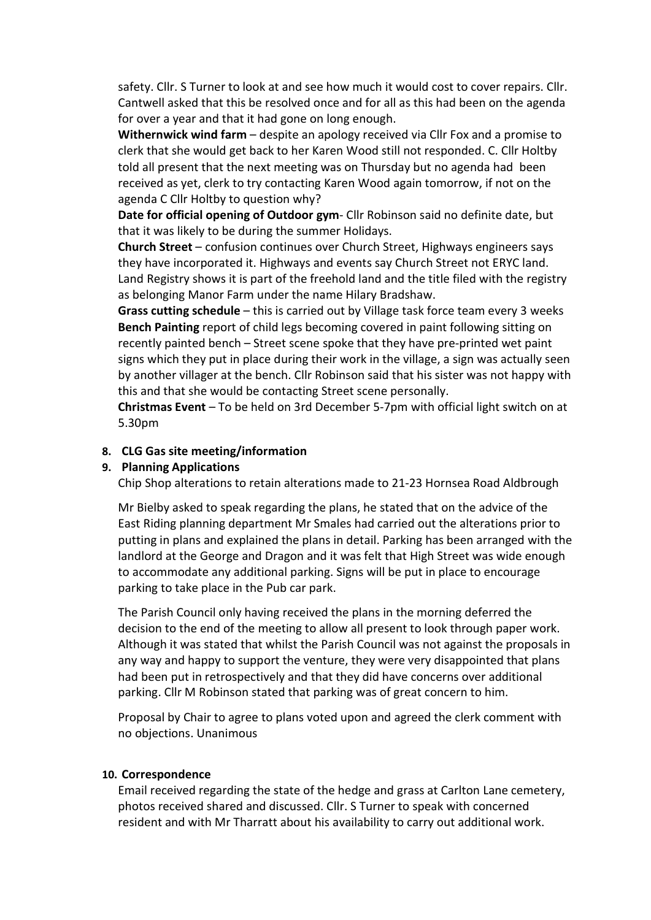safety. Cllr. S Turner to look at and see how much it would cost to cover repairs. Cllr. Cantwell asked that this be resolved once and for all as this had been on the agenda for over a year and that it had gone on long enough.

**Withernwick wind farm** – despite an apology received via Cllr Fox and a promise to clerk that she would get back to her Karen Wood still not responded. C. Cllr Holtby told all present that the next meeting was on Thursday but no agenda had been received as yet, clerk to try contacting Karen Wood again tomorrow, if not on the agenda C Cllr Holtby to question why?

**Date for official opening of Outdoor gym**- Cllr Robinson said no definite date, but that it was likely to be during the summer Holidays.

**Church Street** – confusion continues over Church Street, Highways engineers says they have incorporated it. Highways and events say Church Street not ERYC land. Land Registry shows it is part of the freehold land and the title filed with the registry as belonging Manor Farm under the name Hilary Bradshaw.

**Grass cutting schedule** – this is carried out by Village task force team every 3 weeks

**Bench Painting** report of child legs becoming covered in paint following sitting on recently painted bench – Street scene spoke that they have pre-printed wet paint signs which they put in place during their work in the village, a sign was actually seen by another villager at the bench. Cllr Robinson said that his sister was not happy with this and that she would be contacting Street scene personally.

**Christmas Event** – To be held on 3rd December 5-7pm with official light switch on at 5.30pm

**8. CLG Gas site meeting/information**

**9. Planning Applications**

Chip Shop alterations to retain alterations made to 21-23 Hornsea Road Aldbrough

Mr Bielby asked to speak regarding the plans, he stated that on the advice of the East Riding planning department Mr Smales had carried out the alterations prior to putting in plans and explained the plans in detail. Parking has been arranged with the landlord at the George and Dragon and it was felt that High Street was wide enough to accommodate any additional parking. Signs will be put in place to encourage parking to take place in the Pub car park.

The Parish Council only having received the plans in the morning deferred the decision to the end of the meeting to allow all present to look through paper work. Although it was stated that whilst the Parish Council was not against the proposals in any way and happy to support the venture, they were very disappointed that plans had been put in retrospectively and that they did have concerns over additional parking. Cllr M Robinson stated that parking was of great concern to him.

Proposal by Chair to agree to plans voted upon and agreed the clerk comment with no objections. Unanimous

**10. Correspondence**

Email received regarding the state of the hedge and grass at Carlton Lane cemetery, photos received shared and discussed. Cllr. S Turner to speak with concerned resident and with Mr Tharratt about his availability to carry out additional work.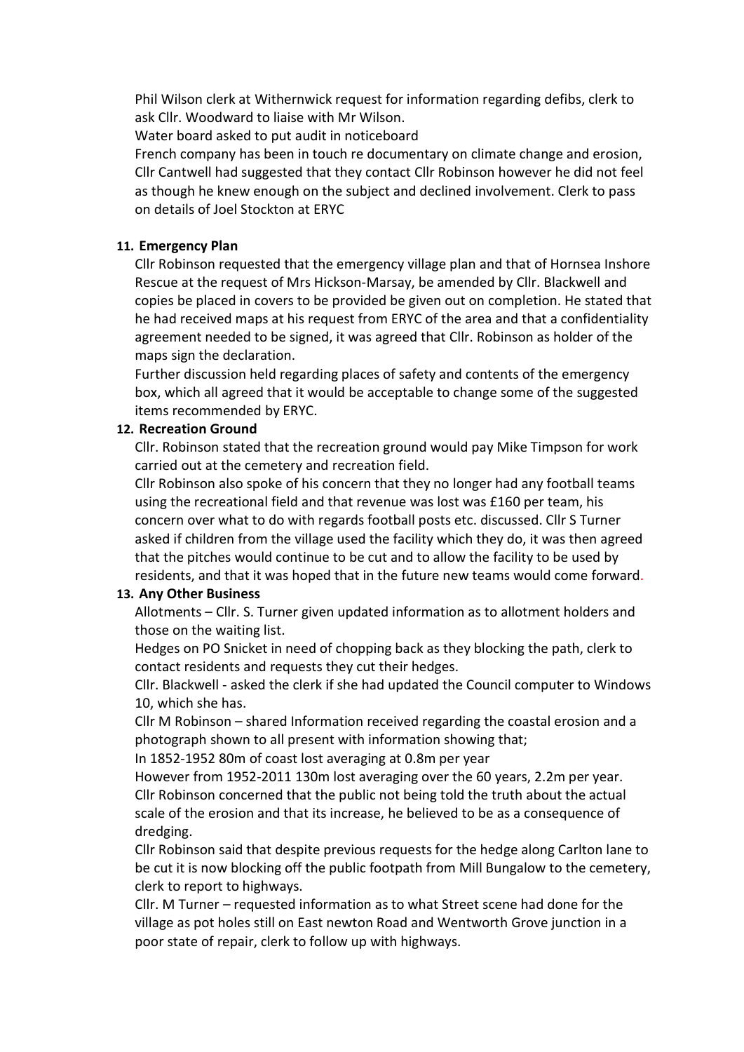Phil Wilson clerk at Withernwick request for information regarding defibs, clerk to ask Cllr. Woodward to liaise with Mr Wilson.

Water board asked to put audit in noticeboard

French company has been in touch re documentary on climate change and erosion, Cllr Cantwell had suggested that they contact Cllr Robinson however he did not feel as though he knew enough on the subject and declined involvement. Clerk to pass on details of Joel Stockton at ERYC

**11. Emergency Plan**

Cllr Robinson requested that the emergency village plan and that of Hornsea Inshore Rescue at the request of Mrs Hickson-Marsay, be amended by Cllr. Blackwell and copies be placed in covers to be provided be given out on completion. He stated that he had received maps at his request from ERYC of the area and that a confidentiality agreement needed to be signed, it was agreed that Cllr. Robinson as holder of the maps sign the declaration.

Further discussion held regarding places of safety and contents of the emergency box, which all agreed that it would be acceptable to change some of the suggested items recommended by ERYC.

**12. Recreation Ground**

Cllr. Robinson stated that the recreation ground would pay Mike Timpson for work carried out at the cemetery and recreation field.

Cllr Robinson also spoke of his concern that they no longer had any football teams using the recreational field and that revenue was lost was £160 per team, his concern over what to do with regards football posts etc. discussed. Cllr S Turner asked if children from the village used the facility which they do, it was then agreed that the pitches would continue to be cut and to allow the facility to be used by residents, and that it was hoped that in the future new teams would come forward.

**13. Any Other Business**

Allotments – Cllr. S. Turner given updated information as to allotment holders and those on the waiting list.

Hedges on PO Snicket in need of chopping back as they blocking the path, clerk to contact residents and requests they cut their hedges.

Cllr. Blackwell - asked the clerk if she had updated the Council computer to Windows 10, which she has.

Cllr M Robinson – shared Information received regarding the coastal erosion and a photograph shown to all present with information showing that;

In 1852-1952 80m of coast lost averaging at 0.8m per year

However from 1952-2011 130m lost averaging over the 60 years, 2.2m per year.

Cllr Robinson concerned that the public not being told the truth about the actual scale of the erosion and that its increase, he believed to be as a consequence of dredging.

Cllr Robinson said that despite previous requests for the hedge along Carlton lane to be cut it is now blocking off the public footpath from Mill Bungalow to the cemetery, clerk to report to highways.

Cllr. M Turner – requested information as to what Street scene had done for the village as pot holes still on East newton Road and Wentworth Grove junction in a poor state of repair, clerk to follow up with highways.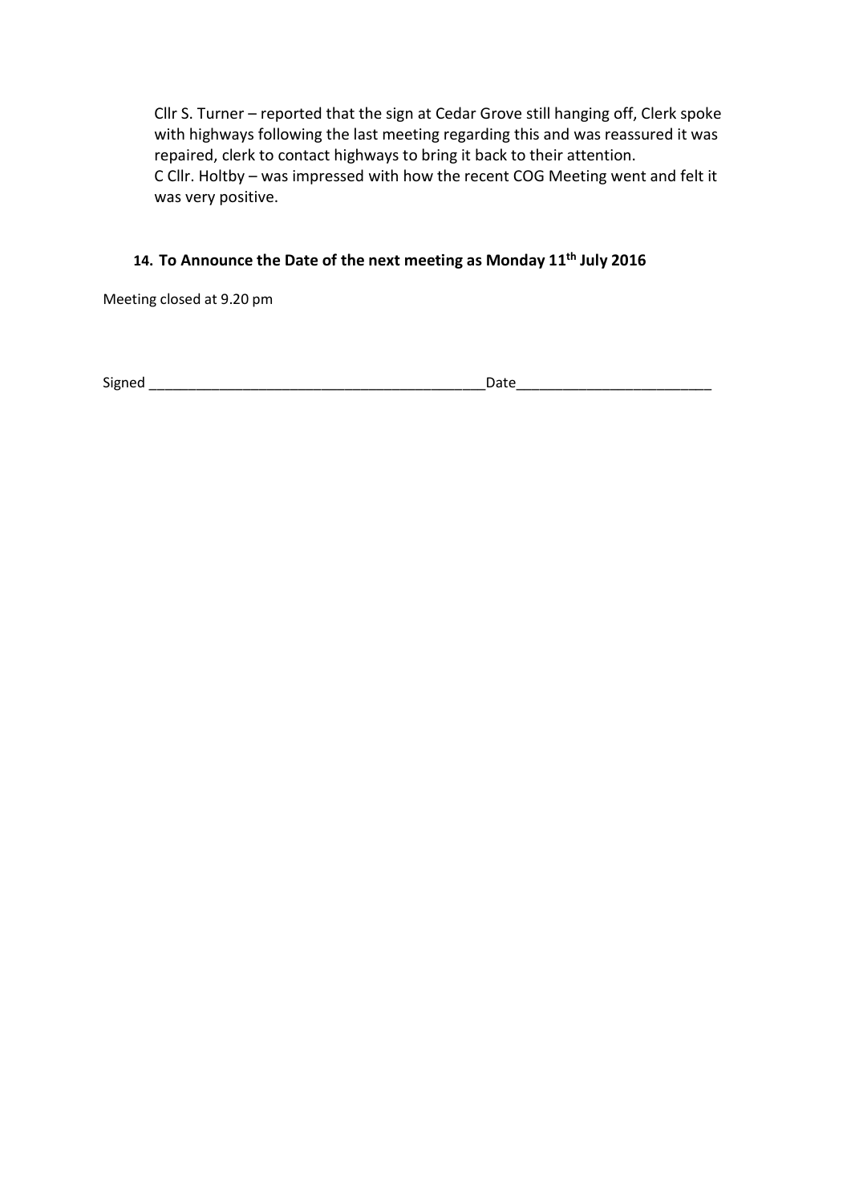Cllr S. Turner – reported that the sign at Cedar Grove still hanging off, Clerk spoke with highways following the last meeting regarding this and was reassured it was repaired, clerk to contact highways to bring it back to their attention.
C Cllr. Holtby – was impressed with how the recent COG Meeting went and felt it was very positive.

**14. To Announce the Date of the next meeting as Monday 11th July 2016**

Meeting closed at 9.20 pm

Signed ___________________________________________ Date_________________________